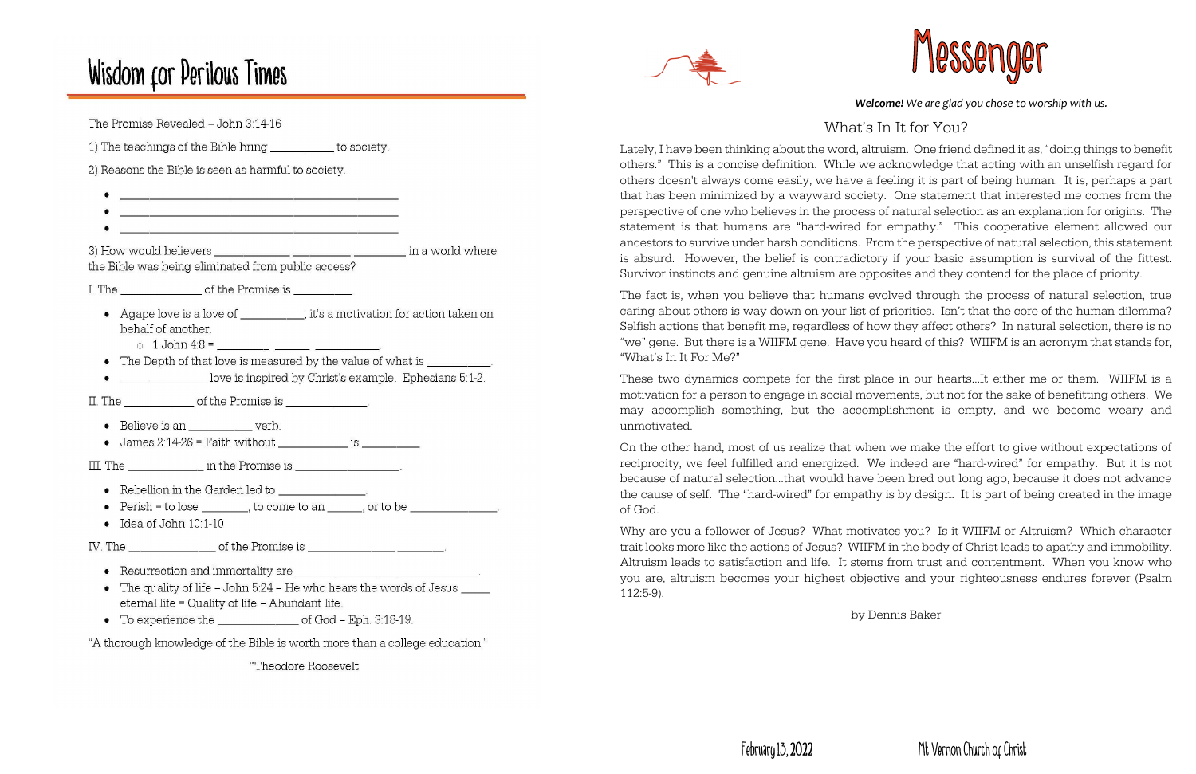# Wisdom for Perilous Times

The Promise Revealed – John 3:14-16

1) The teachings of the Bible bring __________ to society.

2) Reasons the Bible is seen as harmful to society.

- ____________________________________________
- ____________________________________________
- ____________________________________________

3) How would believers ____________ __________ _________ in a world where the Bible was being eliminated from public access?

I. The ______________ of the Promise is _________.

- Agape love is a love of __________; it's a motivation for action taken on behalf of another.
  - 1 John 4:8 = _________ ______ ___________.
- The Depth of that love is measured by the value of what is __________.
- _____________ love is inspired by Christ's example. Ephesians 5:1-2.

II. The ____________ of the Promise is _____________.

- Believe is an __________ verb.
- James 2:14-26 = Faith without ___________ is _________.

III. The _____________ in the Promise is _________________.

- Rebellion in the Garden led to ______________.
- Perish = to lose ________, to come to an ______, or to be _______________.
- Idea of John 10:1-10

IV. The ______________ of the Promise is _______________ ________.

- Resurrection and immortality are ______________ _________________.
- The quality of life – John 5:24 – He who hears the words of Jesus _____ eternal life = Quality of life – Abundant life.
- To experience the ______________ of God – Eph. 3:18-19.

"A thorough knowledge of the Bible is worth more than a college education."

~Theodore Roosevelt

# Messenger

***Welcome!*** *We are glad you chose to worship with us.*

## What's In It for You?

Lately, I have been thinking about the word, altruism. One friend defined it as, "doing things to benefit others." This is a concise definition. While we acknowledge that acting with an unselfish regard for others doesn't always come easily, we have a feeling it is part of being human. It is, perhaps a part that has been minimized by a wayward society. One statement that interested me comes from the perspective of one who believes in the process of natural selection as an explanation for origins. The statement is that humans are "hard-wired for empathy." This cooperative element allowed our ancestors to survive under harsh conditions. From the perspective of natural selection, this statement is absurd. However, the belief is contradictory if your basic assumption is survival of the fittest. Survivor instincts and genuine altruism are opposites and they contend for the place of priority.

The fact is, when you believe that humans evolved through the process of natural selection, true caring about others is way down on your list of priorities. Isn't that the core of the human dilemma? Selfish actions that benefit me, regardless of how they affect others? In natural selection, there is no "we" gene. But there is a WIIFM gene. Have you heard of this? WIIFM is an acronym that stands for, "What's In It For Me?"

These two dynamics compete for the first place in our hearts…It either me or them. WIIFM is a motivation for a person to engage in social movements, but not for the sake of benefitting others. We may accomplish something, but the accomplishment is empty, and we become weary and unmotivated.

On the other hand, most of us realize that when we make the effort to give without expectations of reciprocity, we feel fulfilled and energized. We indeed are "hard-wired" for empathy. But it is not because of natural selection…that would have been bred out long ago, because it does not advance the cause of self. The "hard-wired" for empathy is by design. It is part of being created in the image of God.

Why are you a follower of Jesus? What motivates you? Is it WIIFM or Altruism? Which character trait looks more like the actions of Jesus? WIIFM in the body of Christ leads to apathy and immobility. Altruism leads to satisfaction and life. It stems from trust and contentment. When you know who you are, altruism becomes your highest objective and your righteousness endures forever (Psalm 112:5-9).

by Dennis Baker

February 13, 2022 — Mt Vernon Church of Christ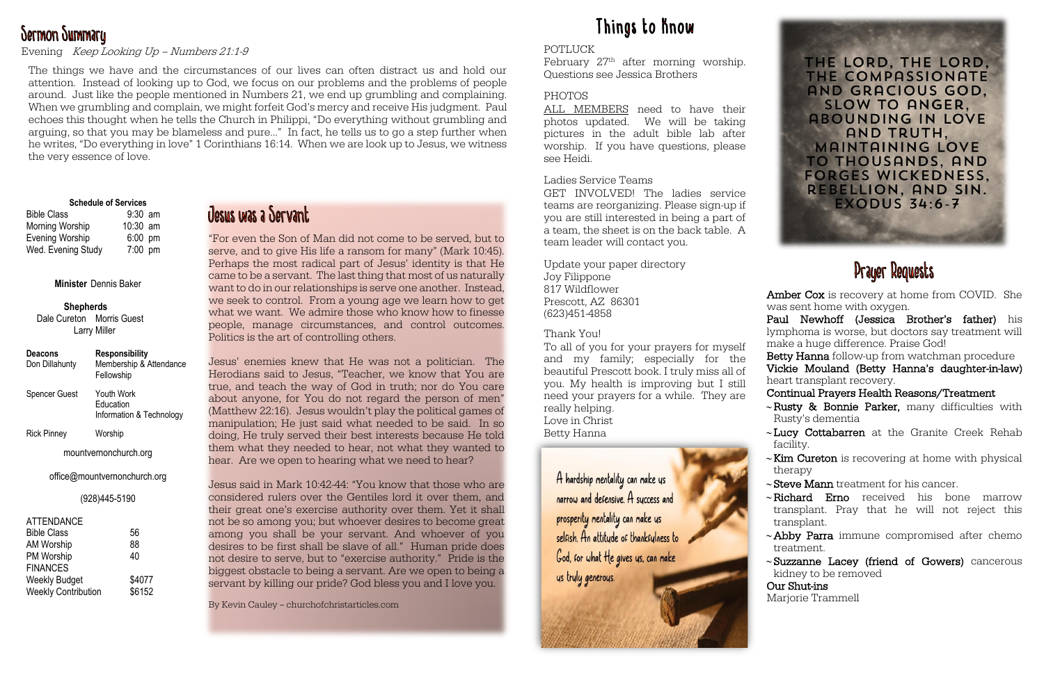## Sermon Summary

Evening *Keep Looking Up – Numbers 21:1-9*

The things we have and the circumstances of our lives can often distract us and hold our attention. Instead of looking up to God, we focus on our problems and the problems of people around. Just like the people mentioned in Numbers 21, we end up grumbling and complaining. When we grumbling and complain, we might forfeit God's mercy and receive His judgment. Paul echoes this thought when he tells the Church in Philippi, "Do everything without grumbling and arguing, so that you may be blameless and pure..." In fact, he tells us to go a step further when he writes, "Do everything in love" 1 Corinthians 16:14. When we are look up to Jesus, we witness the very essence of love.

**Schedule of Services**

| | |
|---|---|
| Bible Class | 9:30 am |
| Morning Worship | 10:30 am |
| Evening Worship | 6:00 pm |
| Wed. Evening Study | 7:00 pm |

**Minister** Dennis Baker

**Shepherds**
Dale Cureton Morris Guest
Larry Miller

| Deacons | Responsibility |
|---|---|
| Don Dillahunty | Membership & Attendance<br>Fellowship |
| Spencer Guest | Youth Work<br>Education<br>Information & Technology |
| Rick Pinney | Worship |

mountvernonchurch.org

office@mountvernonchurch.org

(928)445-5190

| | |
|---|---|
| ATTENDANCE | |
| Bible Class | 56 |
| AM Worship | 88 |
| PM Worship | 40 |
| FINANCES | |
| Weekly Budget | $4077 |
| Weekly Contribution | $6152 |

## Jesus was a Servant

"For even the Son of Man did not come to be served, but to serve, and to give His life a ransom for many" (Mark 10:45). Perhaps the most radical part of Jesus' identity is that He came to be a servant. The last thing that most of us naturally want to do in our relationships is serve one another. Instead, we seek to control. From a young age we learn how to get what we want. We admire those who know how to finesse people, manage circumstances, and control outcomes. Politics is the art of controlling others.

Jesus' enemies knew that He was not a politician. The Herodians said to Jesus, "Teacher, we know that You are true, and teach the way of God in truth; nor do You care about anyone, for You do not regard the person of men" (Matthew 22:16). Jesus wouldn't play the political games of manipulation; He just said what needed to be said. In so doing, He truly served their best interests because He told them what they needed to hear, not what they wanted to hear. Are we open to hearing what we need to hear?

Jesus said in Mark 10:42-44: "You know that those who are considered rulers over the Gentiles lord it over them, and their great one's exercise authority over them. Yet it shall not be so among you; but whoever desires to become great among you shall be your servant. And whoever of you desires to be first shall be slave of all." Human pride does not desire to serve, but to "exercise authority." Pride is the biggest obstacle to being a servant. Are we open to being a servant by killing our pride? God bless you and I love you.

By Kevin Cauley – churchofchristarticles.com

## Things to Know

POTLUCK
February 27th after morning worship. Questions see Jessica Brothers

PHOTOS
ALL MEMBERS need to have their photos updated. We will be taking pictures in the adult bible lab after worship. If you have questions, please see Heidi.

Ladies Service Teams
GET INVOLVED! The ladies service teams are reorganizing. Please sign-up if you are still interested in being a part of a team, the sheet is on the back table. A team leader will contact you.

Update your paper directory
Joy Filippone
817 Wildflower
Prescott, AZ 86301
(623)451-4858

Thank You!
To all of you for your prayers for myself and my family; especially for the beautiful Prescott book. I truly miss all of you. My health is improving but I still need your prayers for a while. They are really helping.
Love in Christ
Betty Hanna

A hardship mentality can make us narrow and defensive. A success and prosperity mentality can make us selfish. An attitude of thankfulness to God, for what He gives us, can make us truly generous.

THE LORD, THE LORD, THE COMPASSIONATE AND GRACIOUS GOD, SLOW TO ANGER, ABOUNDING IN LOVE AND TRUTH, MAINTAINING LOVE TO THOUSANDS, AND FORGES WICKEDNESS, REBELLION, AND SIN. EXODUS 34:6-7

## Prayer Requests

**Amber Cox** is recovery at home from COVID. She was sent home with oxygen.
**Paul Newhoff (Jessica Brother's father)** his lymphoma is worse, but doctors say treatment will make a huge difference. Praise God!
**Betty Hanna** follow-up from watchman procedure
**Vickie Mouland (Betty Hanna's daughter-in-law)** heart transplant recovery.

**Continual Prayers Health Reasons/Treatment**
- **Rusty & Bonnie Parker,** many difficulties with Rusty's dementia
- **Lucy Cottabarren** at the Granite Creek Rehab facility.
- **Kim Cureton** is recovering at home with physical therapy
- **Steve Mann** treatment for his cancer.
- **Richard Erno** received his bone marrow transplant. Pray that he will not reject this transplant.
- **Abby Parra** immune compromised after chemo treatment.
- **Suzzanne Lacey (friend of Gowers)** cancerous kidney to be removed

**Our Shut-ins**
Marjorie Trammell